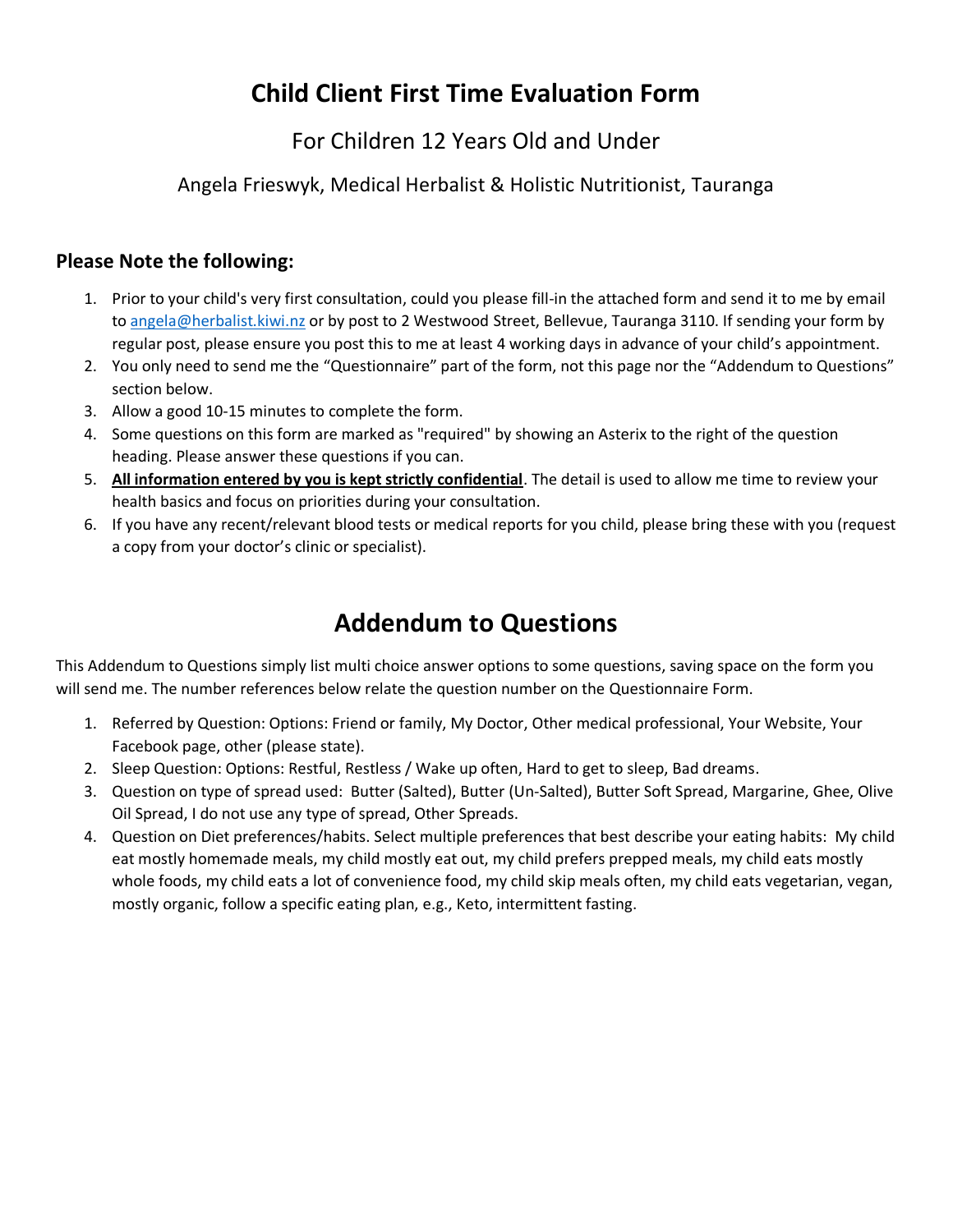# Child Client First Time Evaluation Form

For Children 12 Years Old and Under

Angela Frieswyk, Medical Herbalist & Holistic Nutritionist, Tauranga

### Please Note the following:

1. Prior to your child's very first consultation, could you please fill-in the attached form and send it to me by email to angela@herbalist.kiwi.nz or by post to 2 Westwood Street, Bellevue, Tauranga 3110. If sending your form by regular post, please ensure you post this to me at least 4 working days in advance of your child's appointment.
2. You only need to send me the "Questionnaire" part of the form, not this page nor the "Addendum to Questions" section below.
3. Allow a good 10-15 minutes to complete the form.
4. Some questions on this form are marked as "required" by showing an Asterix to the right of the question heading. Please answer these questions if you can.
5. **All information entered by you is kept strictly confidential**. The detail is used to allow me time to review your health basics and focus on priorities during your consultation.
6. If you have any recent/relevant blood tests or medical reports for you child, please bring these with you (request a copy from your doctor's clinic or specialist).

## Addendum to Questions

This Addendum to Questions simply list multi choice answer options to some questions, saving space on the form you will send me. The number references below relate the question number on the Questionnaire Form.

1. Referred by Question: Options: Friend or family, My Doctor, Other medical professional, Your Website, Your Facebook page, other (please state).
2. Sleep Question: Options: Restful, Restless / Wake up often, Hard to get to sleep, Bad dreams.
3. Question on type of spread used: Butter (Salted), Butter (Un-Salted), Butter Soft Spread, Margarine, Ghee, Olive Oil Spread, I do not use any type of spread, Other Spreads.
4. Question on Diet preferences/habits. Select multiple preferences that best describe your eating habits: My child eat mostly homemade meals, my child mostly eat out, my child prefers prepped meals, my child eats mostly whole foods, my child eats a lot of convenience food, my child skip meals often, my child eats vegetarian, vegan, mostly organic, follow a specific eating plan, e.g., Keto, intermittent fasting.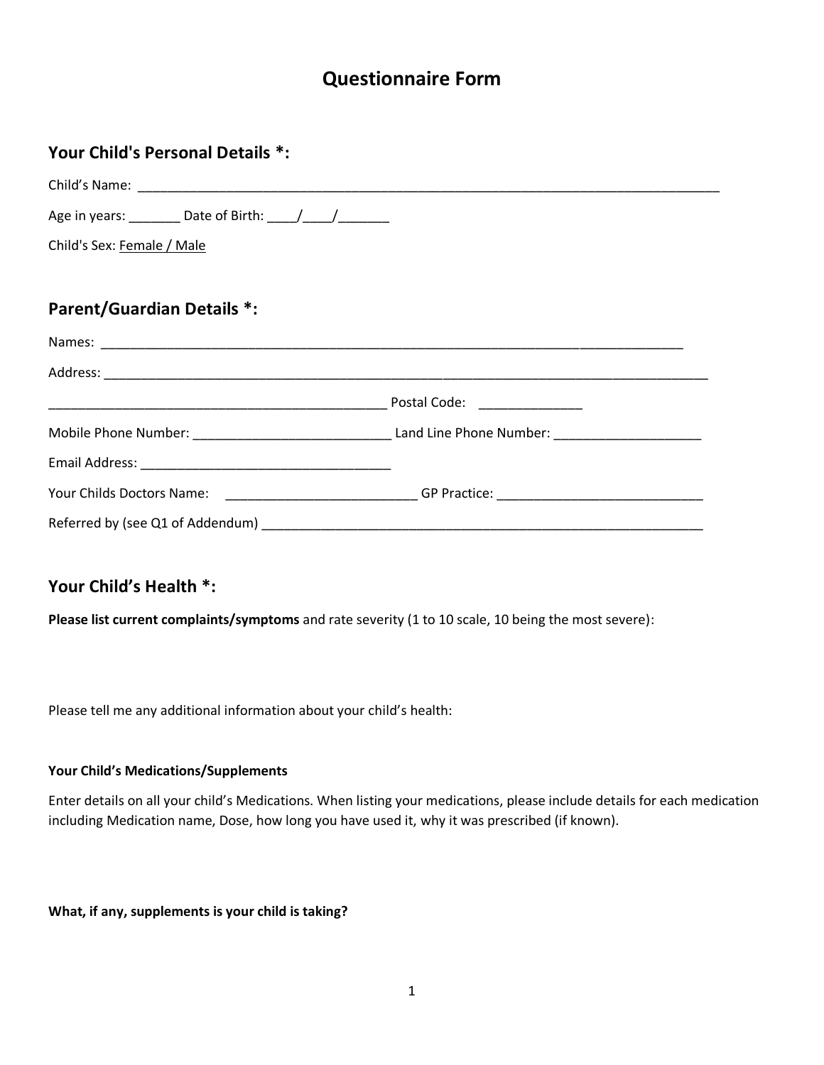# Questionnaire Form

## Your Child's Personal Details *:

Child's Name: ___________________________________________________________________________________

Age in years: _______ Date of Birth: ____/____/_______

Child's Sex: Female / Male

## Parent/Guardian Details *:

Names: ___________________________________________________________________________________

Address: ___________________________________________________________________________________

_______________________________________________ Postal Code: ______________

Mobile Phone Number: ___________________________ Land Line Phone Number: ____________________

Email Address: __________________________________

Your Childs Doctors Name: __________________________ GP Practice: ____________________________

Referred by (see Q1 of Addendum) ______________________________________________________________

## Your Child's Health *:

**Please list current complaints/symptoms** and rate severity (1 to 10 scale, 10 being the most severe):

Please tell me any additional information about your child's health:

#### Your Child's Medications/Supplements

Enter details on all your child's Medications. When listing your medications, please include details for each medication including Medication name, Dose, how long you have used it, why it was prescribed (if known).

**What, if any, supplements is your child is taking?**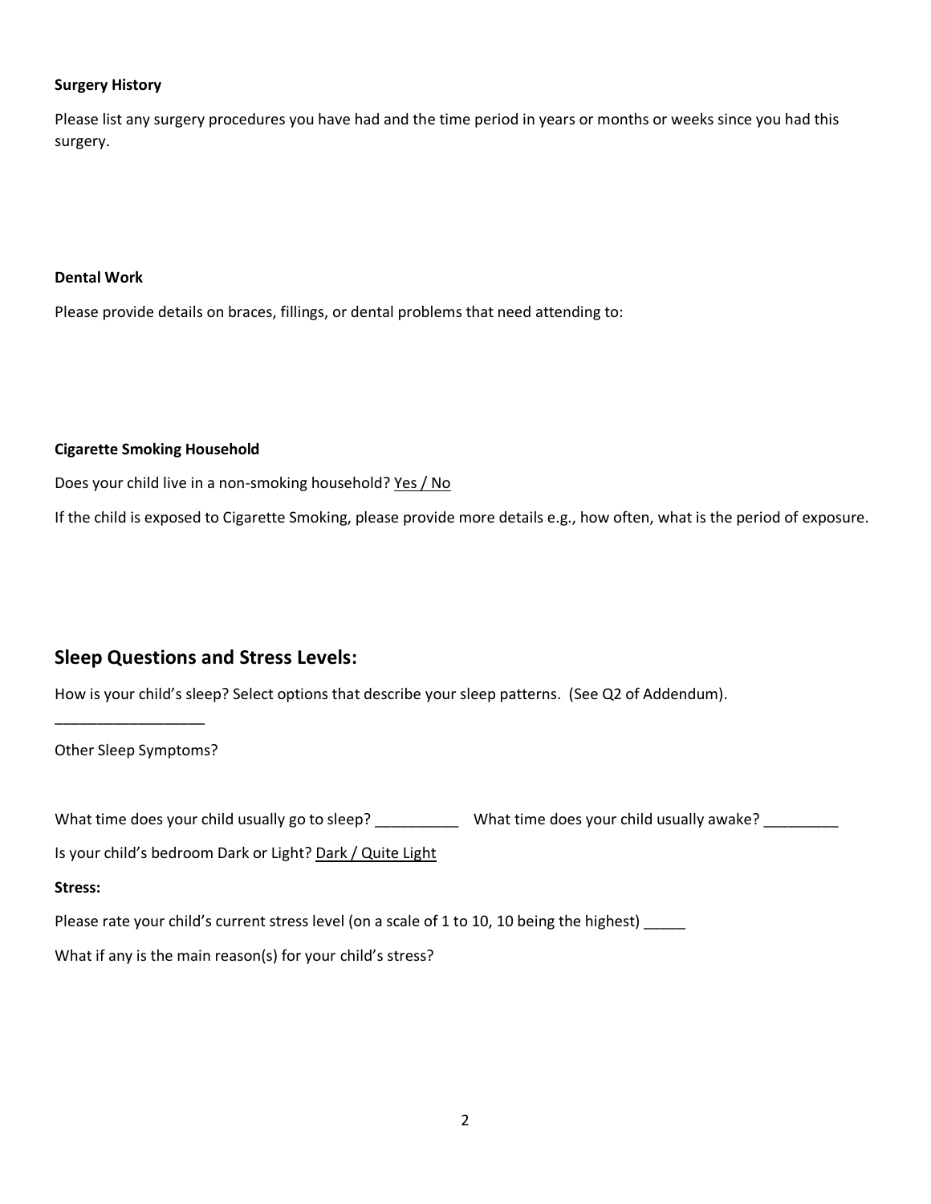**Surgery History**

Please list any surgery procedures you have had and the time period in years or months or weeks since you had this surgery.

**Dental Work**

Please provide details on braces, fillings, or dental problems that need attending to:

**Cigarette Smoking Household**

Does your child live in a non-smoking household? Yes / No

If the child is exposed to Cigarette Smoking, please provide more details e.g., how often, what is the period of exposure.

## Sleep Questions and Stress Levels:

How is your child's sleep? Select options that describe your sleep patterns. (See Q2 of Addendum).

__________________

Other Sleep Symptoms?

What time does your child usually go to sleep? __________ What time does your child usually awake? _________

Is your child's bedroom Dark or Light? Dark / Quite Light

**Stress:**

Please rate your child's current stress level (on a scale of 1 to 10, 10 being the highest) _____

What if any is the main reason(s) for your child's stress?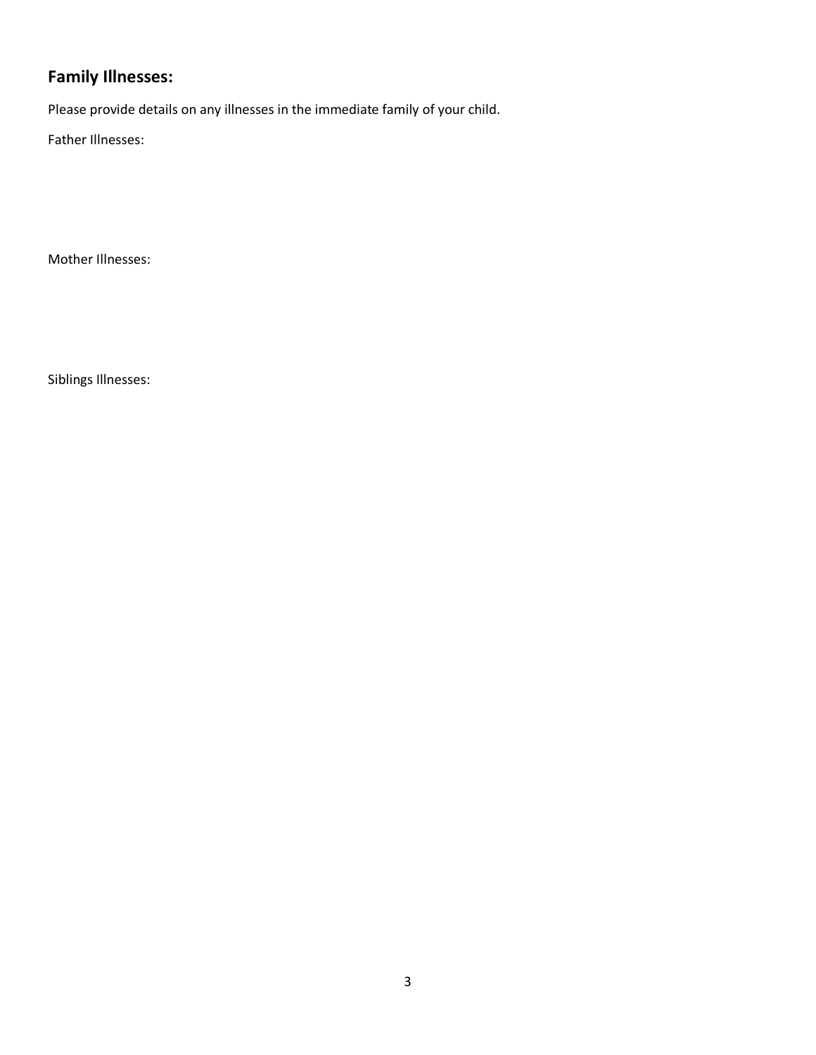## Family Illnesses:

Please provide details on any illnesses in the immediate family of your child.

Father Illnesses:

Mother Illnesses:

Siblings Illnesses: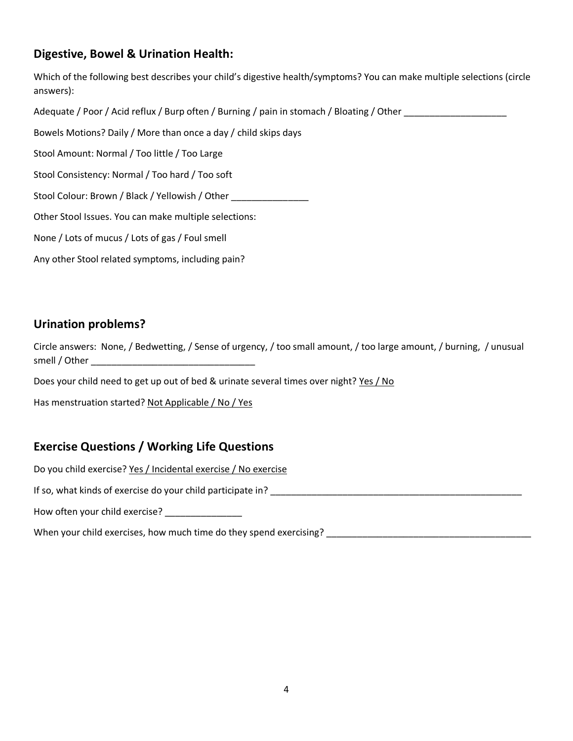## Digestive, Bowel & Urination Health:

Which of the following best describes your child's digestive health/symptoms? You can make multiple selections (circle answers):

Adequate / Poor / Acid reflux / Burp often / Burning / pain in stomach / Bloating / Other ____________________

Bowels Motions? Daily / More than once a day / child skips days

Stool Amount: Normal / Too little / Too Large

Stool Consistency: Normal / Too hard / Too soft

Stool Colour: Brown / Black / Yellowish / Other _______________

Other Stool Issues. You can make multiple selections:

None / Lots of mucus / Lots of gas / Foul smell

Any other Stool related symptoms, including pain?

## Urination problems?

Circle answers: None, / Bedwetting, / Sense of urgency, / too small amount, / too large amount, / burning, / unusual smell / Other ________________________________

Does your child need to get up out of bed & urinate several times over night? Yes / No

Has menstruation started? Not Applicable / No / Yes

## Exercise Questions / Working Life Questions

Do you child exercise? Yes / Incidental exercise / No exercise

If so, what kinds of exercise do your child participate in? ____________________________________________________

How often your child exercise? _______________

When your child exercises, how much time do they spend exercising? ________________________________________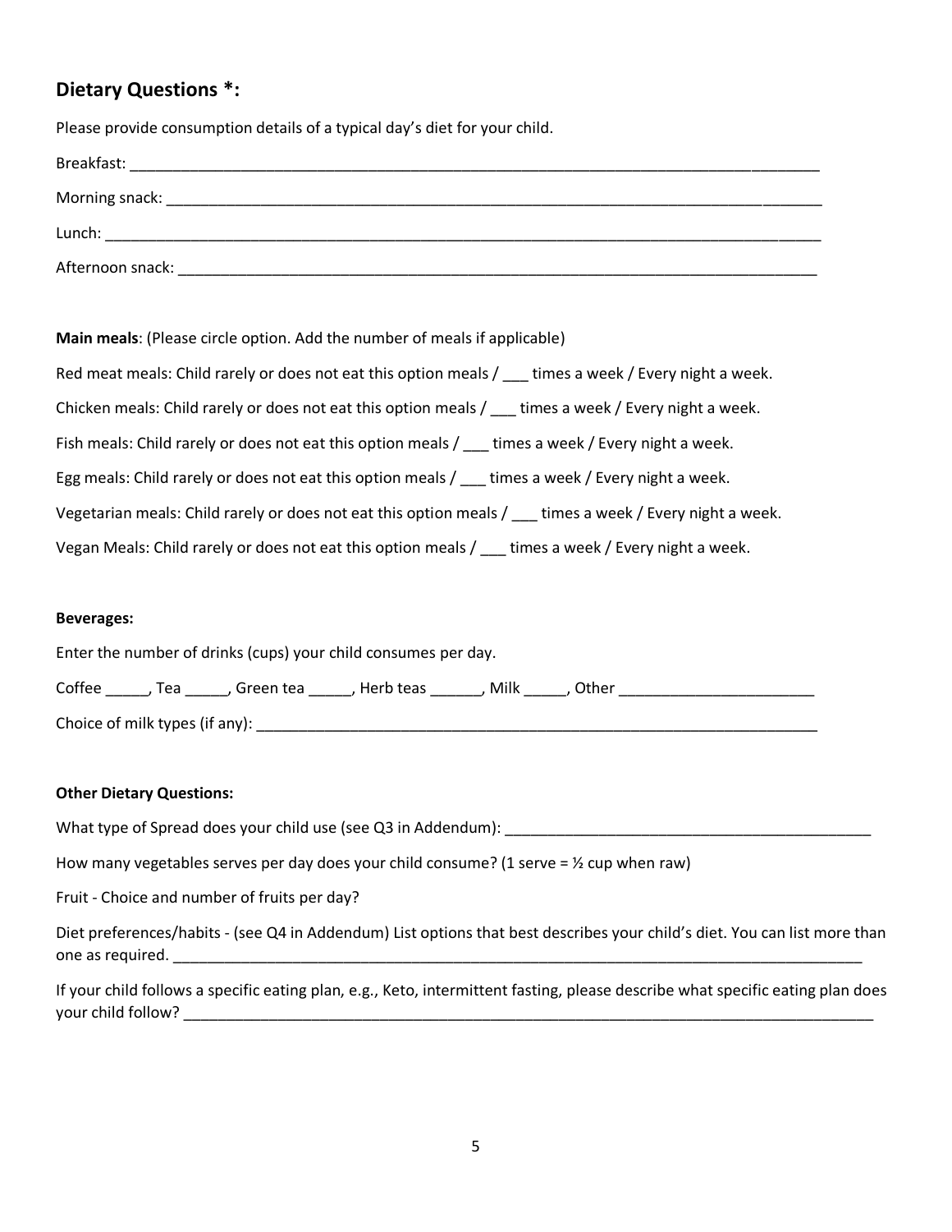## Dietary Questions *:

Please provide consumption details of a typical day's diet for your child.

Breakfast: ___________________________________________________________________________

Morning snack: _______________________________________________________________________

Lunch: _______________________________________________________________________________

Afternoon snack: ______________________________________________________________________

**Main meals**: (Please circle option. Add the number of meals if applicable)

Red meat meals: Child rarely or does not eat this option meals / ___ times a week / Every night a week.

Chicken meals: Child rarely or does not eat this option meals / ___ times a week / Every night a week.

Fish meals: Child rarely or does not eat this option meals / ___ times a week / Every night a week.

Egg meals: Child rarely or does not eat this option meals / ___ times a week / Every night a week.

Vegetarian meals: Child rarely or does not eat this option meals / ___ times a week / Every night a week.

Vegan Meals: Child rarely or does not eat this option meals / ___ times a week / Every night a week.

**Beverages:**

Enter the number of drinks (cups) your child consumes per day.

Coffee _____, Tea _____, Green tea _____, Herb teas ______, Milk _____, Other _______________________

Choice of milk types (if any): ____________________________________________________________________

**Other Dietary Questions:**

What type of Spread does your child use (see Q3 in Addendum): _____________________________________________

How many vegetables serves per day does your child consume? (1 serve = ½ cup when raw)

Fruit - Choice and number of fruits per day?

Diet preferences/habits - (see Q4 in Addendum) List options that best describes your child's diet. You can list more than one as required. ___________________________________________________________________________________

If your child follows a specific eating plan, e.g., Keto, intermittent fasting, please describe what specific eating plan does your child follow? _____________________________________________________________________________________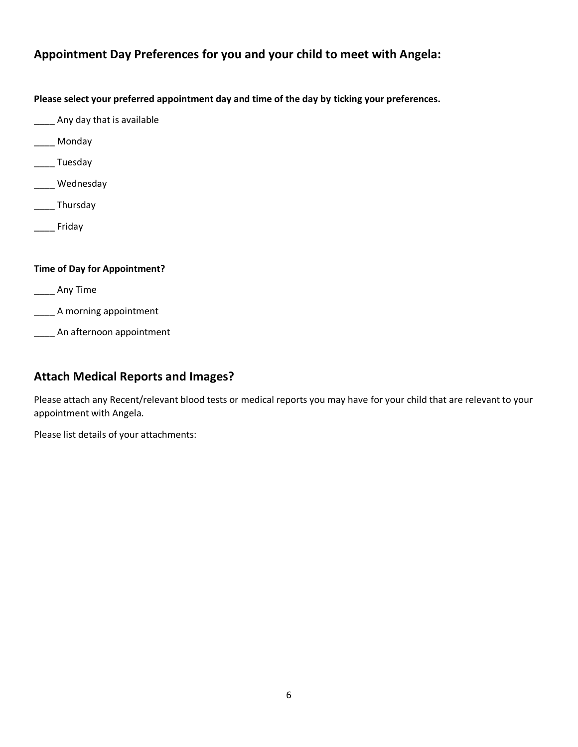## Appointment Day Preferences for you and your child to meet with Angela:

**Please select your preferred appointment day and time of the day by ticking your preferences.**

____ Any day that is available

____ Monday

____ Tuesday

____ Wednesday

____ Thursday

____ Friday

**Time of Day for Appointment?**

____ Any Time

____ A morning appointment

____ An afternoon appointment

## Attach Medical Reports and Images?

Please attach any Recent/relevant blood tests or medical reports you may have for your child that are relevant to your appointment with Angela.

Please list details of your attachments: